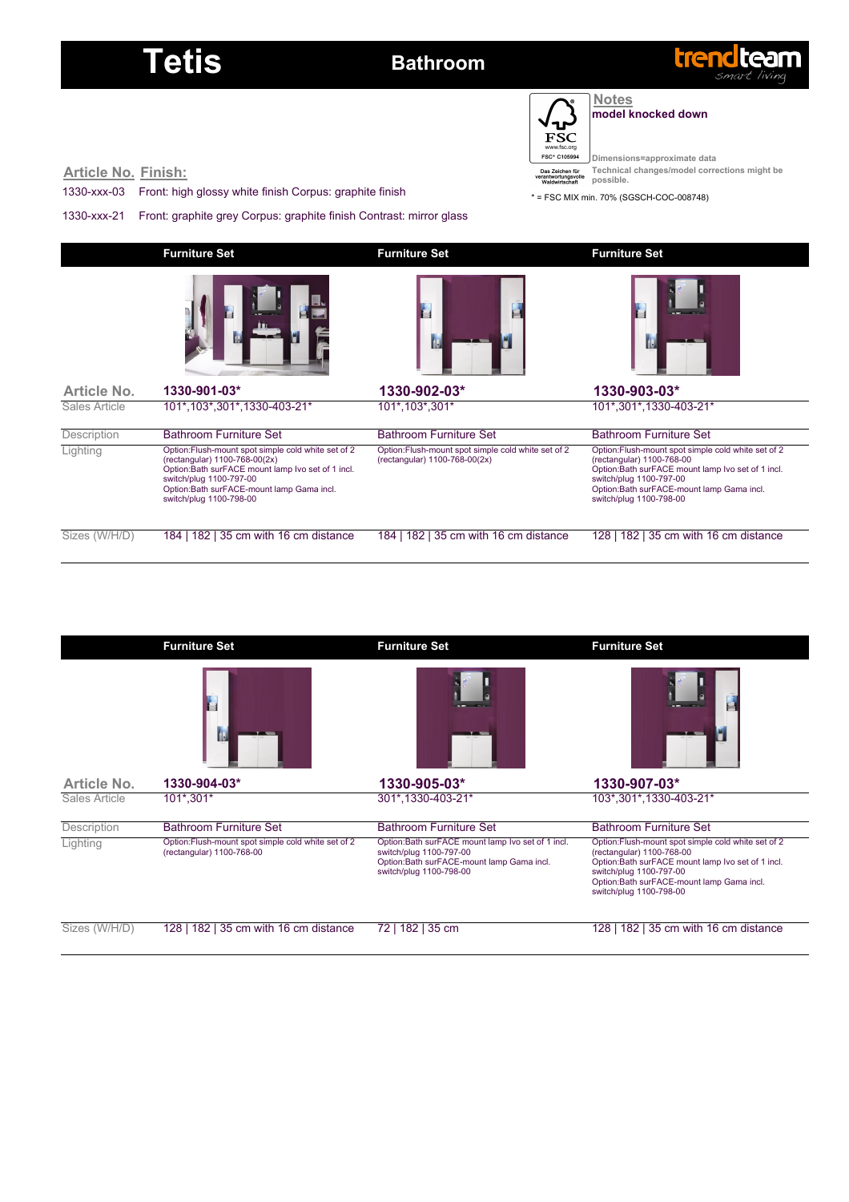# Tetis

## Bathroom

trendteam smart living

FSC www.fsc.org FSC® C105994

Das Zeichen für verantwortungsvolle Waldwirtschaft

**Notes**

**model knocked down**

Dimensions=approximate data

Technical changes/model corrections might be possible.

* = FSC MIX min. 70% (SGSCH-COC-008748)

| Article No. | Finish: |
|---|---|
| 1330-xxx-03 | Front: high glossy white finish Corpus: graphite finish |
| 1330-xxx-21 | Front: graphite grey Corpus: graphite finish Contrast: mirror glass |

| | Furniture Set | Furniture Set | Furniture Set |
|---|---|---|---|
| Article No. | **1330-901-03*** | **1330-902-03*** | **1330-903-03*** |
| Sales Article | 101*,103*,301*,1330-403-21* | 101*,103*,301* | 101*,301*,1330-403-21* |
| Description | Bathroom Furniture Set | Bathroom Furniture Set | Bathroom Furniture Set |
| Lighting | Option:Flush-mount spot simple cold white set of 2 (rectangular) 1100-768-00(2x)<br>Option:Bath surFACE mount lamp Ivo set of 1 incl. switch/plug 1100-797-00<br>Option:Bath surFACE-mount lamp Gama incl. switch/plug 1100-798-00 | Option:Flush-mount spot simple cold white set of 2 (rectangular) 1100-768-00(2x) | Option:Flush-mount spot simple cold white set of 2 (rectangular) 1100-768-00<br>Option:Bath surFACE mount lamp Ivo set of 1 incl. switch/plug 1100-797-00<br>Option:Bath surFACE-mount lamp Gama incl. switch/plug 1100-798-00 |
| Sizes (W/H/D) | 184 \| 182 \| 35 cm with 16 cm distance | 184 \| 182 \| 35 cm with 16 cm distance | 128 \| 182 \| 35 cm with 16 cm distance |

| | Furniture Set | Furniture Set | Furniture Set |
|---|---|---|---|
| Article No. | **1330-904-03*** | **1330-905-03*** | **1330-907-03*** |
| Sales Article | 101*,301* | 301*,1330-403-21* | 103*,301*,1330-403-21* |
| Description | Bathroom Furniture Set | Bathroom Furniture Set | Bathroom Furniture Set |
| Lighting | Option:Flush-mount spot simple cold white set of 2 (rectangular) 1100-768-00 | Option:Bath surFACE mount lamp Ivo set of 1 incl. switch/plug 1100-797-00<br>Option:Bath surFACE-mount lamp Gama incl. switch/plug 1100-798-00 | Option:Flush-mount spot simple cold white set of 2 (rectangular) 1100-768-00<br>Option:Bath surFACE mount lamp Ivo set of 1 incl. switch/plug 1100-797-00<br>Option:Bath surFACE-mount lamp Gama incl. switch/plug 1100-798-00 |
| Sizes (W/H/D) | 128 \| 182 \| 35 cm with 16 cm distance | 72 \| 182 \| 35 cm | 128 \| 182 \| 35 cm with 16 cm distance |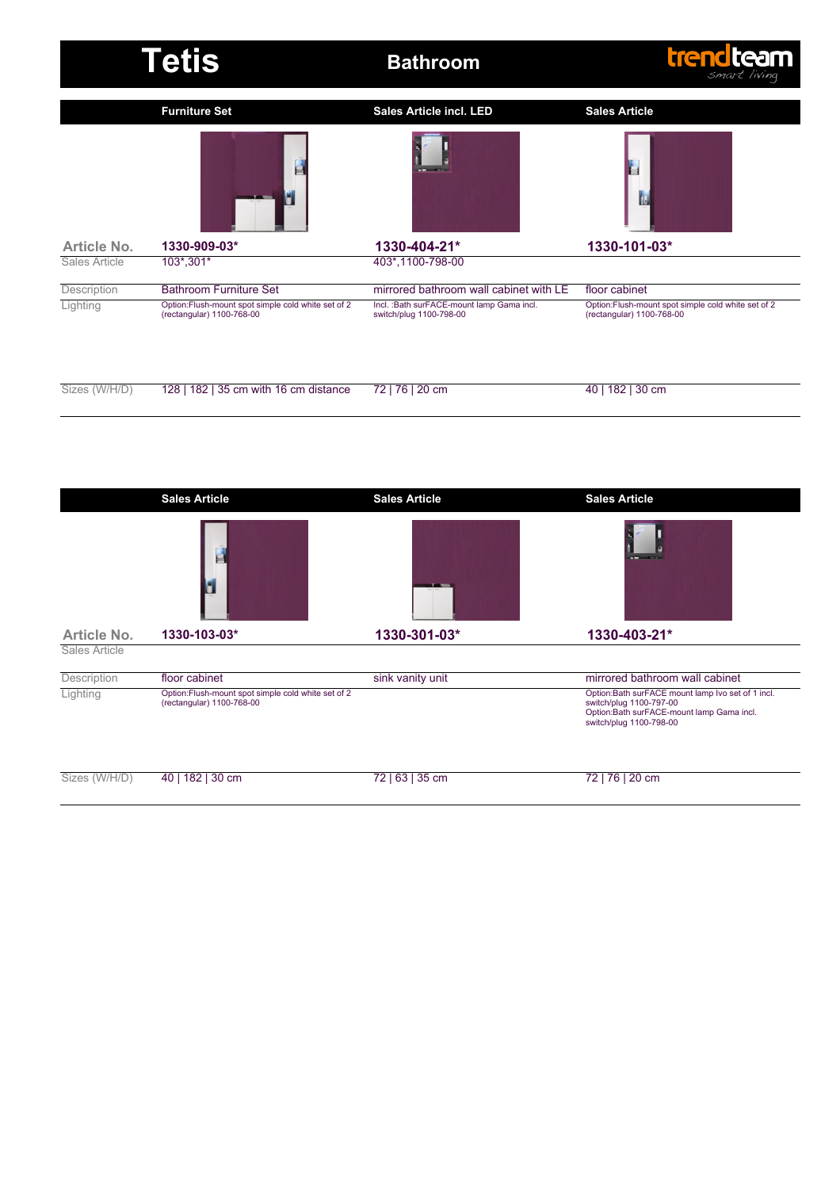# Tetis

## Bathroom

trendteam smart living

| | Furniture Set | Sales Article incl. LED | Sales Article |
|---|---|---|---|
| Article No. | 1330-909-03* | 1330-404-21* | 1330-101-03* |
| Sales Article | 103*,301* | 403*,1100-798-00 | |
| Description | Bathroom Furniture Set | mirrored bathroom wall cabinet with LE | floor cabinet |
| Lighting | Option:Flush-mount spot simple cold white set of 2 (rectangular) 1100-768-00 | Incl. :Bath surFACE-mount lamp Gama incl. switch/plug 1100-798-00 | Option:Flush-mount spot simple cold white set of 2 (rectangular) 1100-768-00 |
| Sizes (W/H/D) | 128 \| 182 \| 35 cm with 16 cm distance | 72 \| 76 \| 20 cm | 40 \| 182 \| 30 cm |

| | Sales Article | Sales Article | Sales Article |
|---|---|---|---|
| Article No. | 1330-103-03* | 1330-301-03* | 1330-403-21* |
| Sales Article | | | |
| Description | floor cabinet | sink vanity unit | mirrored bathroom wall cabinet |
| Lighting | Option:Flush-mount spot simple cold white set of 2 (rectangular) 1100-768-00 | | Option:Bath surFACE mount lamp Ivo set of 1 incl. switch/plug 1100-797-00<br>Option:Bath surFACE-mount lamp Gama incl. switch/plug 1100-798-00 |
| Sizes (W/H/D) | 40 \| 182 \| 30 cm | 72 \| 63 \| 35 cm | 72 \| 76 \| 20 cm |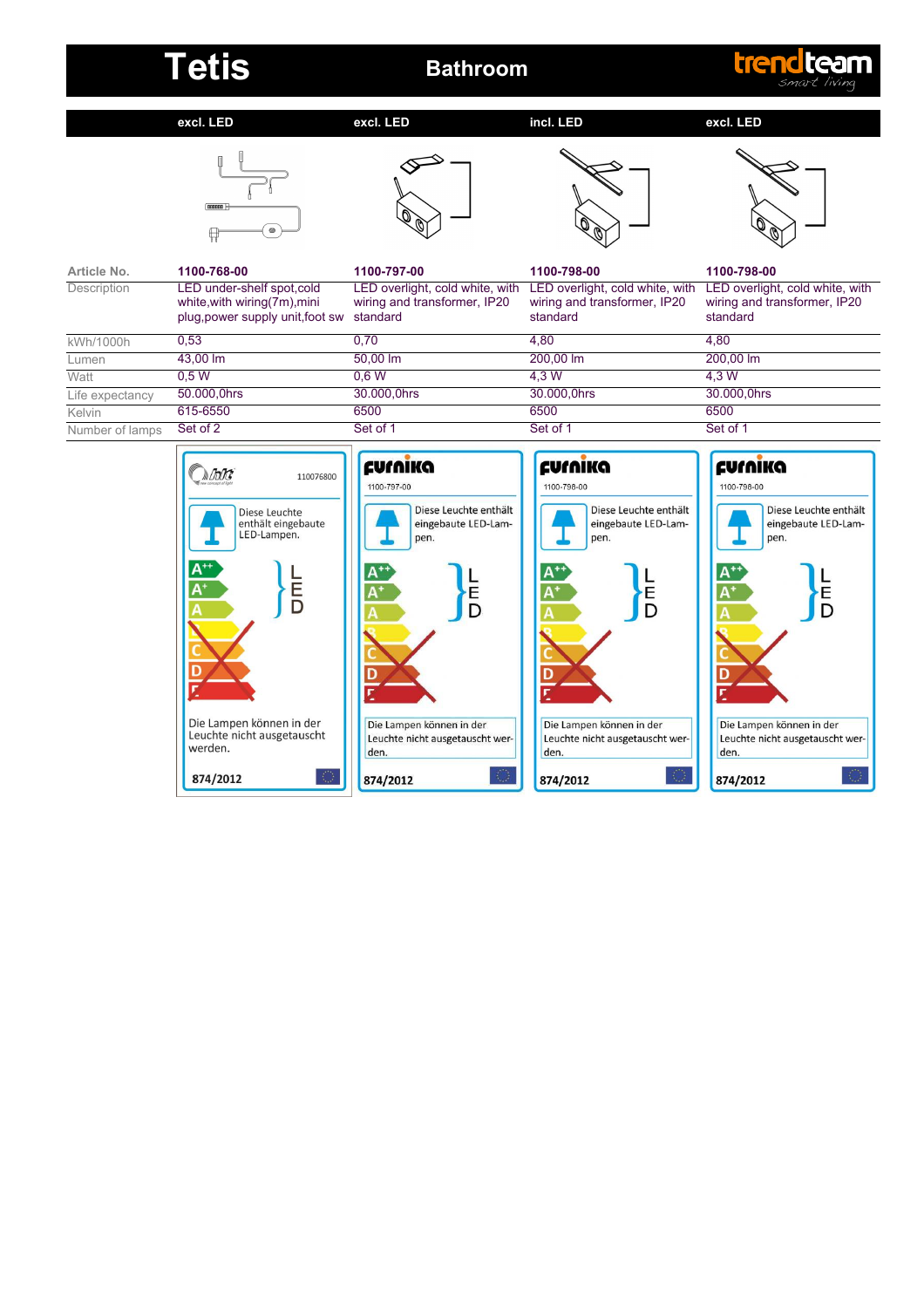# Tetis

## Bathroom

trendteam smart living

| | excl. LED | excl. LED | incl. LED | excl. LED |
|---|---|---|---|---|
| Article No. | **1100-768-00** | **1100-797-00** | **1100-798-00** | **1100-798-00** |
| Description | LED under-shelf spot,cold white,with wiring(7m),mini plug,power supply unit,foot sw | LED overlight, cold white, with wiring and transformer, IP20 standard | LED overlight, cold white, with wiring and transformer, IP20 standard | LED overlight, cold white, with wiring and transformer, IP20 standard |
| kWh/1000h | 0,53 | 0,70 | 4,80 | 4,80 |
| Lumen | 43,00 lm | 50,00 lm | 200,00 lm | 200,00 lm |
| Watt | 0,5 W | 0,6 W | 4,3 W | 4,3 W |
| Life expectancy | 50.000,0hrs | 30.000,0hrs | 30.000,0hrs | 30.000,0hrs |
| Kelvin | 615-6550 | 6500 | 6500 | 6500 |
| Number of lamps | Set of 2 | Set of 1 | Set of 1 | Set of 1 |

| 110076800 | Furnika 1100-797-00 | Furnika 1100-798-00 | Furnika 1100-798-00 |
|---|---|---|---|
| Diese Leuchte enthält eingebaute LED-Lampen. | Diese Leuchte enthält eingebaute LED-Lampen. | Diese Leuchte enthält eingebaute LED-Lampen. | Diese Leuchte enthält eingebaute LED-Lampen. |
| A++, A+, A – LED | A++, A+, A – LED | A++, A+, A – LED | A++, A+, A – LED |
| Die Lampen können in der Leuchte nicht ausgetauscht werden. | Die Lampen können in der Leuchte nicht ausgetauscht werden. | Die Lampen können in der Leuchte nicht ausgetauscht werden. | Die Lampen können in der Leuchte nicht ausgetauscht werden. |
| 874/2012 | 874/2012 | 874/2012 | 874/2012 |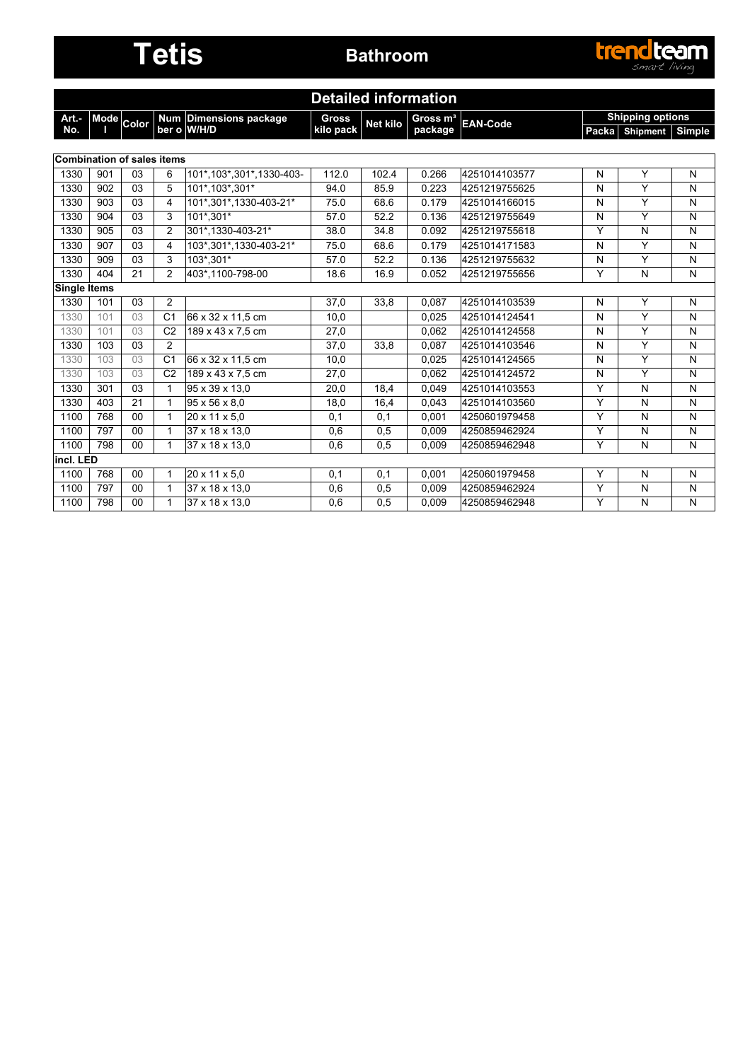# Tetis

## Bathroom

trendteam smart living

## Detailed information

| Art.-No. | Model | Color | Number | Dimensions package W/H/D | Gross kilo pack | Net kilo | Gross m³ package | EAN-Code | Shipping options | | |
|---|---|---|---|---|---|---|---|---|---|---|---|
| | | | | | | | | | Packa | Shipment | Simple |
| **Combination of sales items** | | | | | | | | | | | |
| 1330 | 901 | 03 | 6 | 101*,103*,301*,1330-403- | 112.0 | 102.4 | 0.266 | 4251014103577 | N | Y | N |
| 1330 | 902 | 03 | 5 | 101*,103*,301* | 94.0 | 85.9 | 0.223 | 4251219755625 | N | Y | N |
| 1330 | 903 | 03 | 4 | 101*,301*,1330-403-21* | 75.0 | 68.6 | 0.179 | 4251014166015 | N | Y | N |
| 1330 | 904 | 03 | 3 | 101*,301* | 57.0 | 52.2 | 0.136 | 4251219755649 | N | Y | N |
| 1330 | 905 | 03 | 2 | 301*,1330-403-21* | 38.0 | 34.8 | 0.092 | 4251219755618 | Y | N | N |
| 1330 | 907 | 03 | 4 | 103*,301*,1330-403-21* | 75.0 | 68.6 | 0.179 | 4251014171583 | N | Y | N |
| 1330 | 909 | 03 | 3 | 103*,301* | 57.0 | 52.2 | 0.136 | 4251219755632 | N | Y | N |
| 1330 | 404 | 21 | 2 | 403*,1100-798-00 | 18.6 | 16.9 | 0.052 | 4251219755656 | Y | N | N |
| **Single Items** | | | | | | | | | | | |
| 1330 | 101 | 03 | 2 | | 37,0 | 33,8 | 0,087 | 4251014103539 | N | Y | N |
| 1330 | 101 | 03 | C1 | 66 x 32 x 11,5 cm | 10,0 | | 0,025 | 4251014124541 | N | Y | N |
| 1330 | 101 | 03 | C2 | 189 x 43 x 7,5 cm | 27,0 | | 0,062 | 4251014124558 | N | Y | N |
| 1330 | 103 | 03 | 2 | | 37,0 | 33,8 | 0,087 | 4251014103546 | N | Y | N |
| 1330 | 103 | 03 | C1 | 66 x 32 x 11,5 cm | 10,0 | | 0,025 | 4251014124565 | N | Y | N |
| 1330 | 103 | 03 | C2 | 189 x 43 x 7,5 cm | 27,0 | | 0,062 | 4251014124572 | N | Y | N |
| 1330 | 301 | 03 | 1 | 95 x 39 x 13,0 | 20,0 | 18,4 | 0,049 | 4251014103553 | Y | N | N |
| 1330 | 403 | 21 | 1 | 95 x 56 x 8,0 | 18,0 | 16,4 | 0,043 | 4251014103560 | Y | N | N |
| 1100 | 768 | 00 | 1 | 20 x 11 x 5,0 | 0,1 | 0,1 | 0,001 | 4250601979458 | Y | N | N |
| 1100 | 797 | 00 | 1 | 37 x 18 x 13,0 | 0,6 | 0,5 | 0,009 | 4250859462924 | Y | N | N |
| 1100 | 798 | 00 | 1 | 37 x 18 x 13,0 | 0,6 | 0,5 | 0,009 | 4250859462948 | Y | N | N |
| **incl. LED** | | | | | | | | | | | |
| 1100 | 768 | 00 | 1 | 20 x 11 x 5,0 | 0,1 | 0,1 | 0,001 | 4250601979458 | Y | N | N |
| 1100 | 797 | 00 | 1 | 37 x 18 x 13,0 | 0,6 | 0,5 | 0,009 | 4250859462924 | Y | N | N |
| 1100 | 798 | 00 | 1 | 37 x 18 x 13,0 | 0,6 | 0,5 | 0,009 | 4250859462948 | Y | N | N |